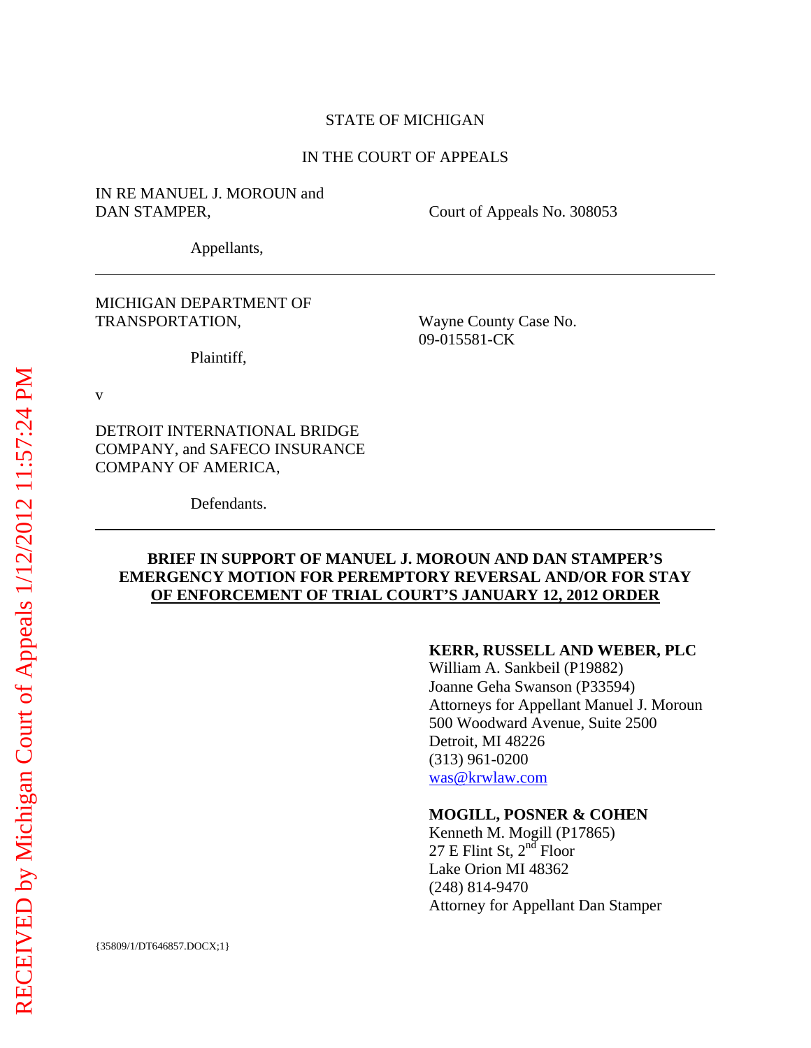STATE OF MICHIGAN

IN THE COURT OF APPEALS

IN RE MANUEL J. MOROUN and DAN STAMPER,

Appellants,

Court of Appeals No. 308053

---

MICHIGAN DEPARTMENT OF TRANSPORTATION,

Plaintiff,

Wayne County Case No. 09-015581-CK

v

DETROIT INTERNATIONAL BRIDGE COMPANY, and SAFECO INSURANCE COMPANY OF AMERICA,

Defendants.

---

**BRIEF IN SUPPORT OF MANUEL J. MOROUN AND DAN STAMPER'S EMERGENCY MOTION FOR PEREMPTORY REVERSAL AND/OR FOR STAY OF ENFORCEMENT OF TRIAL COURT'S JANUARY 12, 2012 ORDER**

**KERR, RUSSELL AND WEBER, PLC**
William A. Sankbeil (P19882)
Joanne Geha Swanson (P33594)
Attorneys for Appellant Manuel J. Moroun
500 Woodward Avenue, Suite 2500
Detroit, MI 48226
(313) 961-0200
was@krwlaw.com

**MOGILL, POSNER & COHEN**
Kenneth M. Mogill (P17865)
27 E Flint St, 2nd Floor
Lake Orion MI 48362
(248) 814-9470
Attorney for Appellant Dan Stamper

{35809/1/DT646857.DOCX;1}

RECEIVED by Michigan Court of Appeals 1/12/2012 11:57:24 PM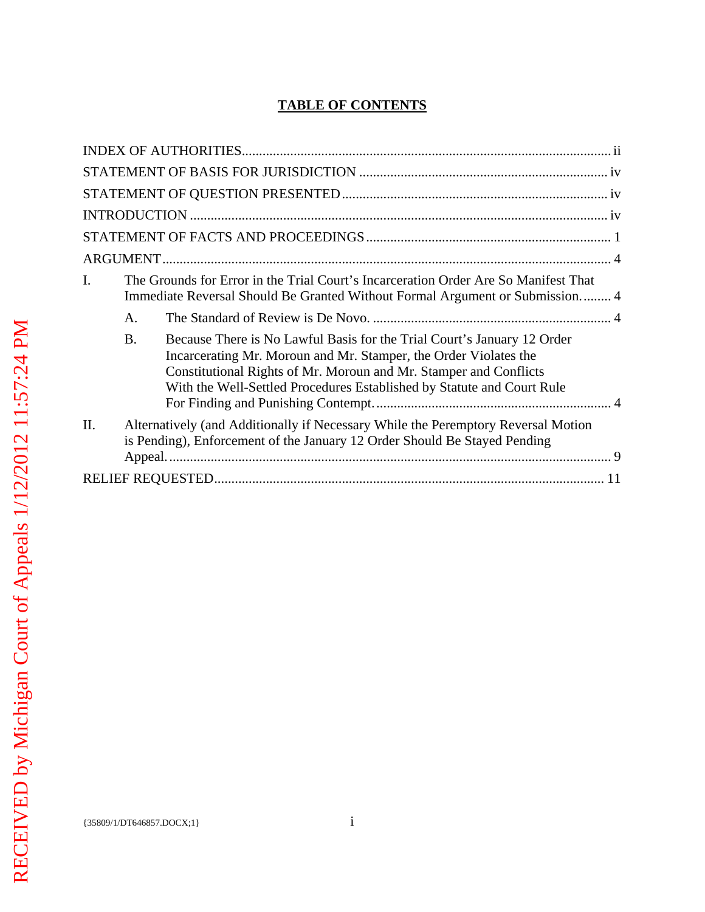# TABLE OF CONTENTS

INDEX OF AUTHORITIES .......... ii

STATEMENT OF BASIS FOR JURISDICTION .......... iv

STATEMENT OF QUESTION PRESENTED .......... iv

INTRODUCTION .......... iv

STATEMENT OF FACTS AND PROCEEDINGS .......... 1

ARGUMENT .......... 4

I. The Grounds for Error in the Trial Court's Incarceration Order Are So Manifest That Immediate Reversal Should Be Granted Without Formal Argument or Submission. .......... 4

  A. The Standard of Review is De Novo. .......... 4

  B. Because There is No Lawful Basis for the Trial Court's January 12 Order Incarcerating Mr. Moroun and Mr. Stamper, the Order Violates the Constitutional Rights of Mr. Moroun and Mr. Stamper and Conflicts With the Well-Settled Procedures Established by Statute and Court Rule For Finding and Punishing Contempt. .......... 4

II. Alternatively (and Additionally if Necessary While the Peremptory Reversal Motion is Pending), Enforcement of the January 12 Order Should Be Stayed Pending Appeal. .......... 9

RELIEF REQUESTED .......... 11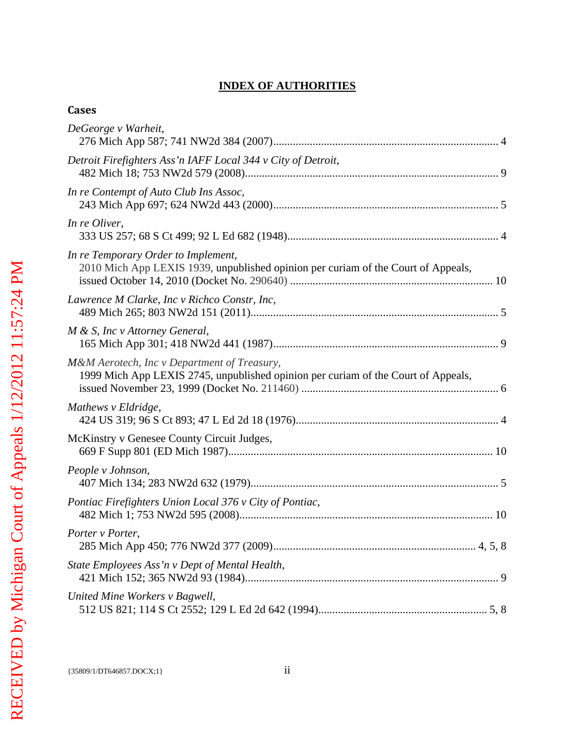# INDEX OF AUTHORITIES

## Cases

*DeGeorge v Warheit*,
276 Mich App 587; 741 NW2d 384 (2007)................................................................................ 4

*Detroit Firefighters Ass'n IAFF Local 344 v City of Detroit*,
482 Mich 18; 753 NW2d 579 (2008)........................................................................................ 9

*In re Contempt of Auto Club Ins Assoc*,
243 Mich App 697; 624 NW2d 443 (2000)................................................................................ 5

*In re Oliver*,
333 US 257; 68 S Ct 499; 92 L Ed 682 (1948)........................................................................... 4

*In re Temporary Order to Implement*,
2010 Mich App LEXIS 1939, unpublished opinion per curiam of the Court of Appeals, issued October 14, 2010 (Docket No. 290640) ........................................................................ 10

*Lawrence M Clarke, Inc v Richco Constr, Inc*,
489 Mich 265; 803 NW2d 151 (2011)........................................................................................ 5

*M & S, Inc v Attorney General*,
165 Mich App 301; 418 NW2d 441 (1987)................................................................................ 9

*M&M Aerotech, Inc v Department of Treasury*,
1999 Mich App LEXIS 2745, unpublished opinion per curiam of the Court of Appeals, issued November 23, 1999 (Docket No. 211460) ...................................................................... 6

*Mathews v Eldridge*,
424 US 319; 96 S Ct 893; 47 L Ed 2d 18 (1976)....................................................................... 4

McKinstry v Genesee County Circuit Judges,
669 F Supp 801 (ED Mich 1987)............................................................................................. 10

*People v Johnson*,
407 Mich 134; 283 NW2d 632 (1979)........................................................................................ 5

*Pontiac Firefighters Union Local 376 v City of Pontiac*,
482 Mich 1; 753 NW2d 595 (2008).......................................................................................... 10

*Porter v Porter*,
285 Mich App 450; 776 NW2d 377 (2009)........................................................................ 4, 5, 8

*State Employees Ass'n v Dept of Mental Health*,
421 Mich 152; 365 NW2d 93 (1984).......................................................................................... 9

*United Mine Workers v Bagwell*,
512 US 821; 114 S Ct 2552; 129 L Ed 2d 642 (1994)............................................................ 5, 8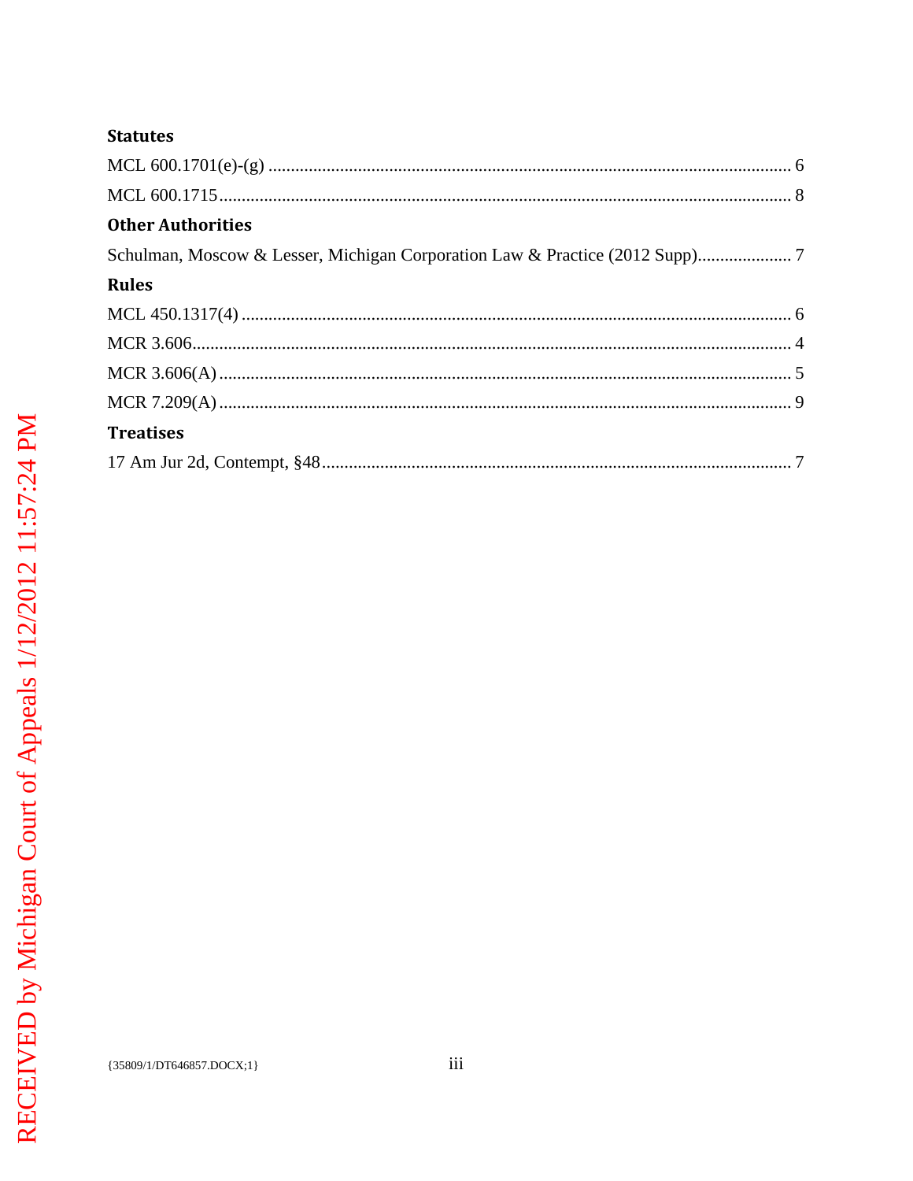**Statutes**

MCL 600.1701(e)-(g) ........................................................................................................ 6

MCL 600.1715................................................................................................................. 8

**Other Authorities**

Schulman, Moscow & Lesser, Michigan Corporation Law & Practice (2012 Supp)..................... 7

**Rules**

MCL 450.1317(4) ............................................................................................................. 6

MCR 3.606....................................................................................................................... 4

MCR 3.606(A) .................................................................................................................. 5

MCR 7.209(A) .................................................................................................................. 9

**Treatises**

17 Am Jur 2d, Contempt, §48............................................................................................ 7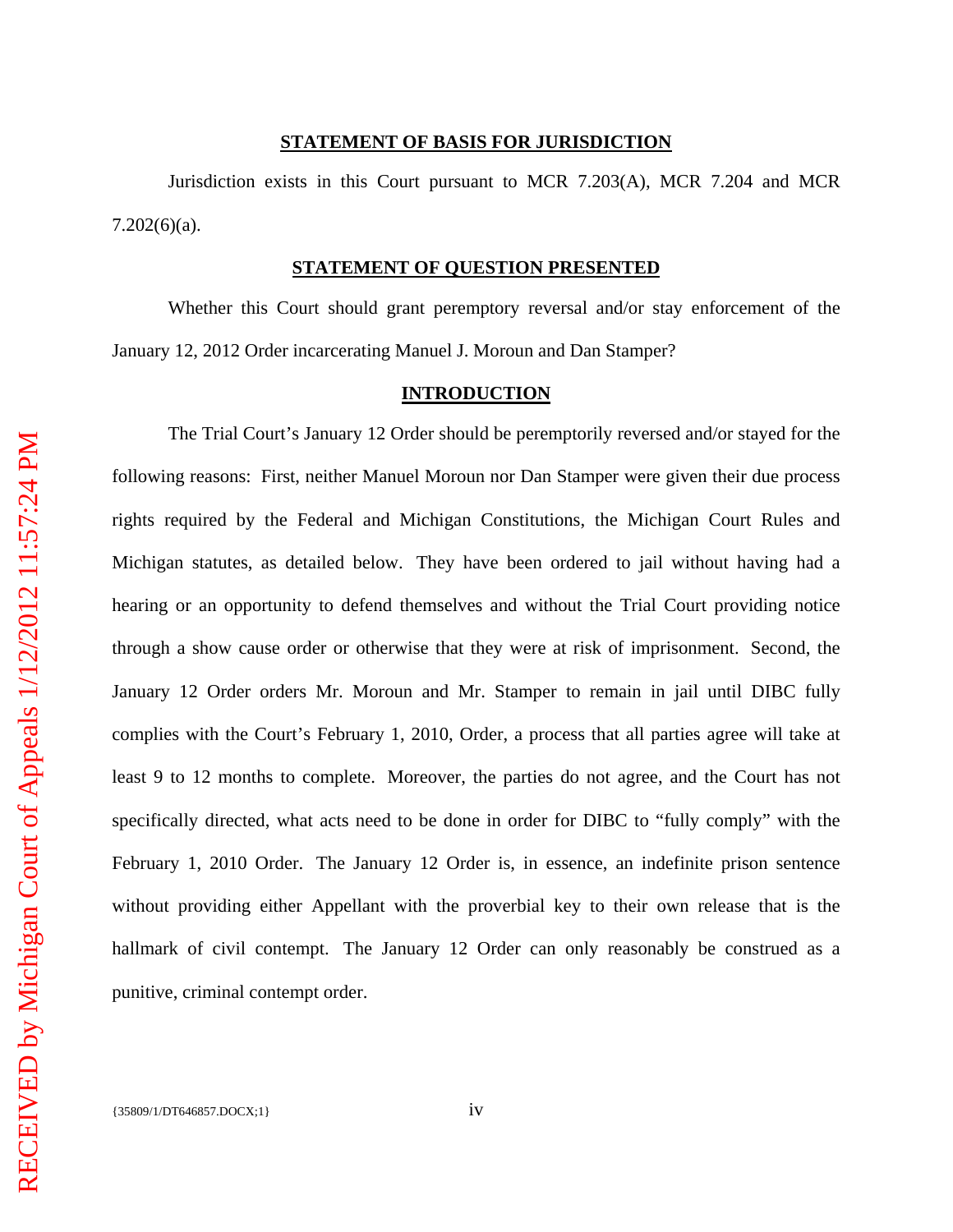## STATEMENT OF BASIS FOR JURISDICTION

Jurisdiction exists in this Court pursuant to MCR 7.203(A), MCR 7.204 and MCR 7.202(6)(a).

## STATEMENT OF QUESTION PRESENTED

Whether this Court should grant peremptory reversal and/or stay enforcement of the January 12, 2012 Order incarcerating Manuel J. Moroun and Dan Stamper?

## INTRODUCTION

The Trial Court's January 12 Order should be peremptorily reversed and/or stayed for the following reasons: First, neither Manuel Moroun nor Dan Stamper were given their due process rights required by the Federal and Michigan Constitutions, the Michigan Court Rules and Michigan statutes, as detailed below. They have been ordered to jail without having had a hearing or an opportunity to defend themselves and without the Trial Court providing notice through a show cause order or otherwise that they were at risk of imprisonment. Second, the January 12 Order orders Mr. Moroun and Mr. Stamper to remain in jail until DIBC fully complies with the Court's February 1, 2010, Order, a process that all parties agree will take at least 9 to 12 months to complete. Moreover, the parties do not agree, and the Court has not specifically directed, what acts need to be done in order for DIBC to "fully comply" with the February 1, 2010 Order. The January 12 Order is, in essence, an indefinite prison sentence without providing either Appellant with the proverbial key to their own release that is the hallmark of civil contempt. The January 12 Order can only reasonably be construed as a punitive, criminal contempt order.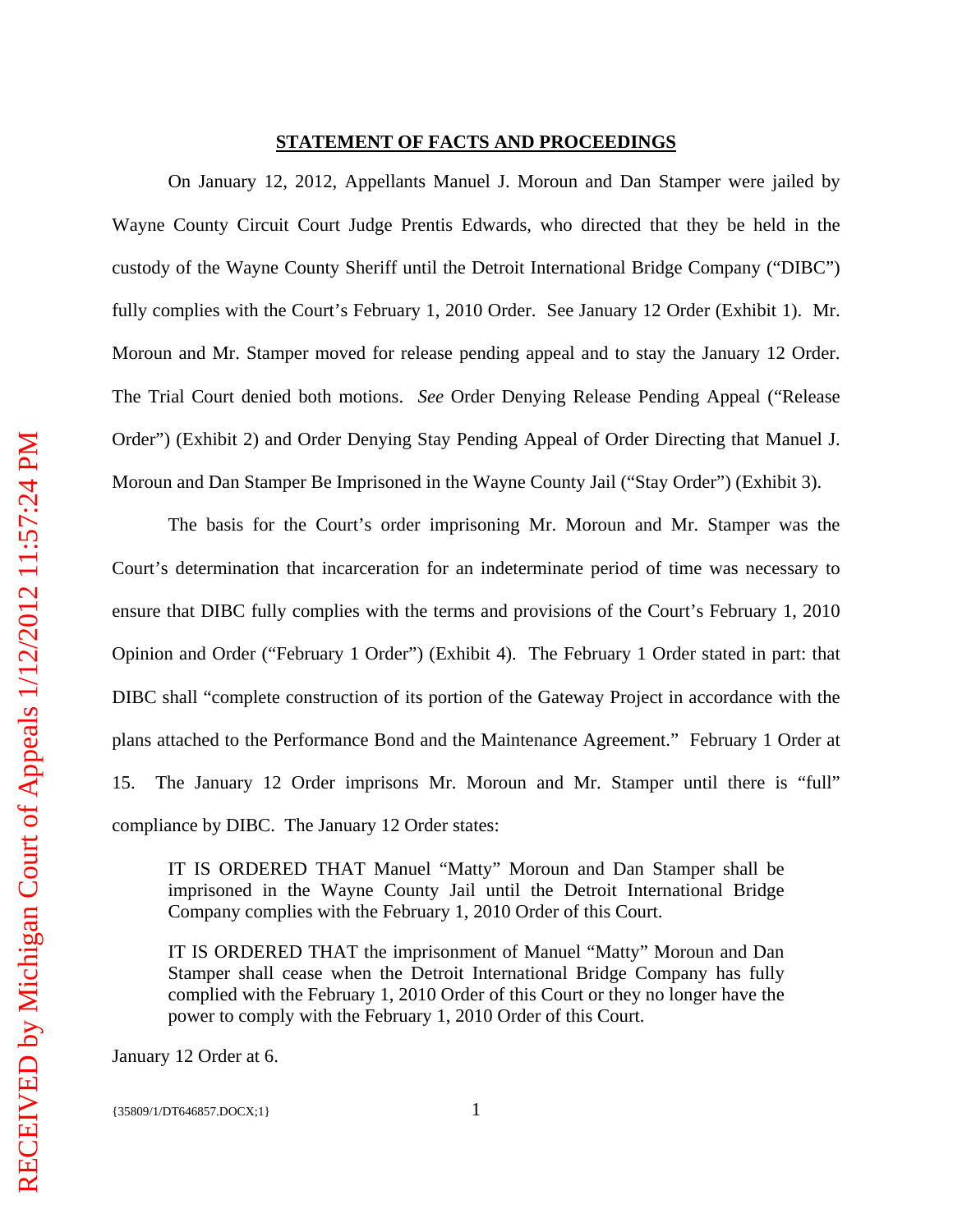## STATEMENT OF FACTS AND PROCEEDINGS

On January 12, 2012, Appellants Manuel J. Moroun and Dan Stamper were jailed by Wayne County Circuit Court Judge Prentis Edwards, who directed that they be held in the custody of the Wayne County Sheriff until the Detroit International Bridge Company ("DIBC") fully complies with the Court's February 1, 2010 Order. See January 12 Order (Exhibit 1). Mr. Moroun and Mr. Stamper moved for release pending appeal and to stay the January 12 Order. The Trial Court denied both motions. *See* Order Denying Release Pending Appeal ("Release Order") (Exhibit 2) and Order Denying Stay Pending Appeal of Order Directing that Manuel J. Moroun and Dan Stamper Be Imprisoned in the Wayne County Jail ("Stay Order") (Exhibit 3).

The basis for the Court's order imprisoning Mr. Moroun and Mr. Stamper was the Court's determination that incarceration for an indeterminate period of time was necessary to ensure that DIBC fully complies with the terms and provisions of the Court's February 1, 2010 Opinion and Order ("February 1 Order") (Exhibit 4). The February 1 Order stated in part: that DIBC shall "complete construction of its portion of the Gateway Project in accordance with the plans attached to the Performance Bond and the Maintenance Agreement." February 1 Order at 15. The January 12 Order imprisons Mr. Moroun and Mr. Stamper until there is "full" compliance by DIBC. The January 12 Order states:

> IT IS ORDERED THAT Manuel "Matty" Moroun and Dan Stamper shall be imprisoned in the Wayne County Jail until the Detroit International Bridge Company complies with the February 1, 2010 Order of this Court.
>
> IT IS ORDERED THAT the imprisonment of Manuel "Matty" Moroun and Dan Stamper shall cease when the Detroit International Bridge Company has fully complied with the February 1, 2010 Order of this Court or they no longer have the power to comply with the February 1, 2010 Order of this Court.

January 12 Order at 6.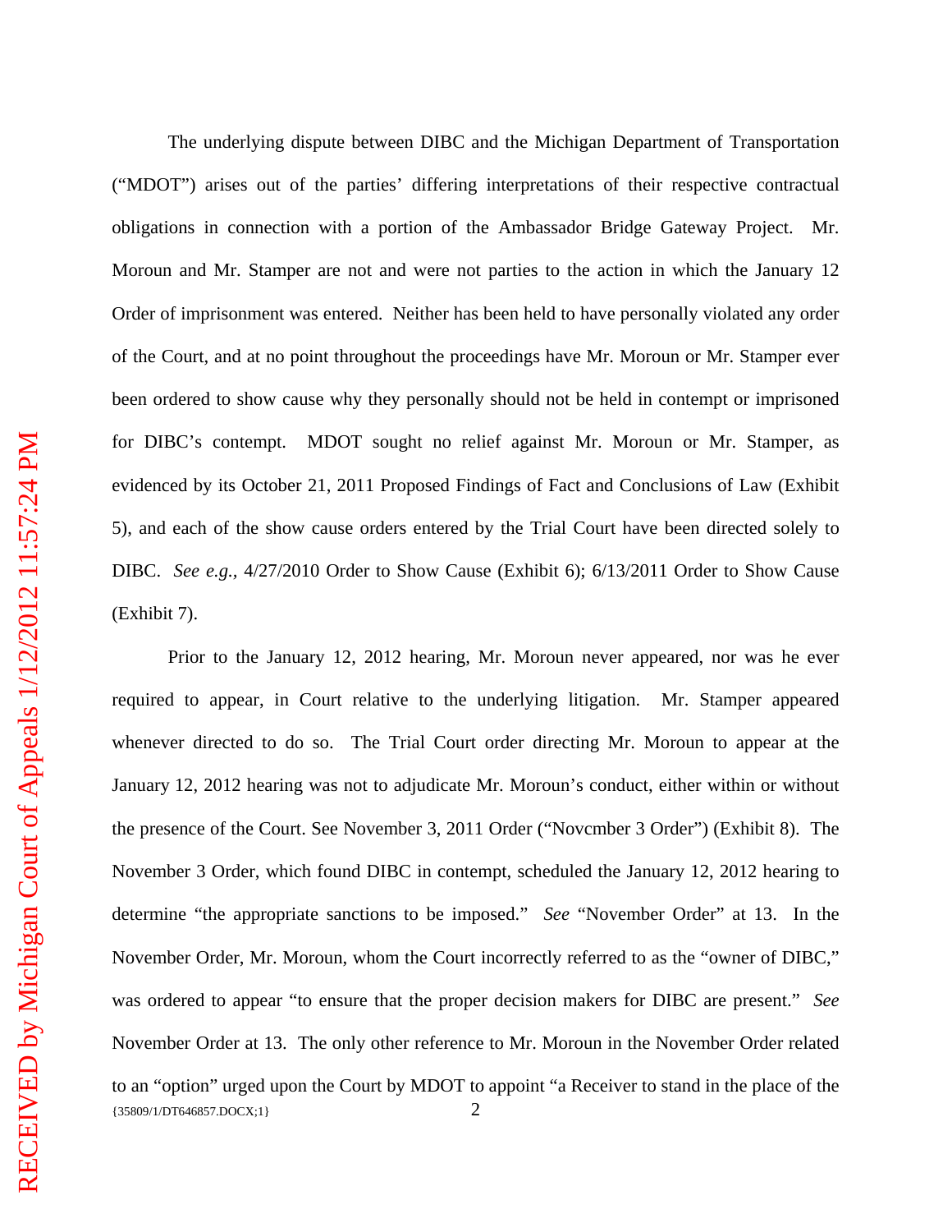The underlying dispute between DIBC and the Michigan Department of Transportation ("MDOT") arises out of the parties' differing interpretations of their respective contractual obligations in connection with a portion of the Ambassador Bridge Gateway Project. Mr. Moroun and Mr. Stamper are not and were not parties to the action in which the January 12 Order of imprisonment was entered. Neither has been held to have personally violated any order of the Court, and at no point throughout the proceedings have Mr. Moroun or Mr. Stamper ever been ordered to show cause why they personally should not be held in contempt or imprisoned for DIBC's contempt. MDOT sought no relief against Mr. Moroun or Mr. Stamper, as evidenced by its October 21, 2011 Proposed Findings of Fact and Conclusions of Law (Exhibit 5), and each of the show cause orders entered by the Trial Court have been directed solely to DIBC. *See e.g.*, 4/27/2010 Order to Show Cause (Exhibit 6); 6/13/2011 Order to Show Cause (Exhibit 7).

Prior to the January 12, 2012 hearing, Mr. Moroun never appeared, nor was he ever required to appear, in Court relative to the underlying litigation. Mr. Stamper appeared whenever directed to do so. The Trial Court order directing Mr. Moroun to appear at the January 12, 2012 hearing was not to adjudicate Mr. Moroun's conduct, either within or without the presence of the Court. See November 3, 2011 Order ("Novcmber 3 Order") (Exhibit 8). The November 3 Order, which found DIBC in contempt, scheduled the January 12, 2012 hearing to determine "the appropriate sanctions to be imposed." *See* "November Order" at 13. In the November Order, Mr. Moroun, whom the Court incorrectly referred to as the "owner of DIBC," was ordered to appear "to ensure that the proper decision makers for DIBC are present." *See* November Order at 13. The only other reference to Mr. Moroun in the November Order related to an "option" urged upon the Court by MDOT to appoint "a Receiver to stand in the place of the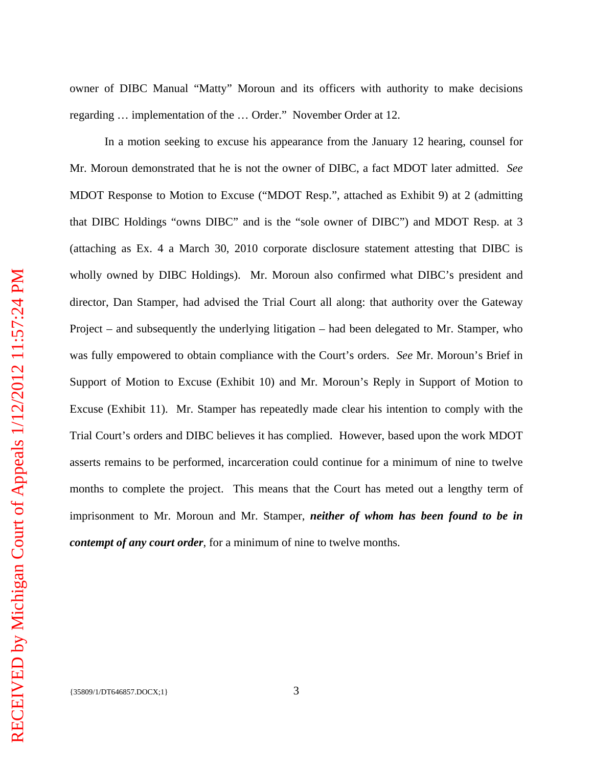owner of DIBC Manual "Matty" Moroun and its officers with authority to make decisions regarding … implementation of the … Order." November Order at 12.

In a motion seeking to excuse his appearance from the January 12 hearing, counsel for Mr. Moroun demonstrated that he is not the owner of DIBC, a fact MDOT later admitted. *See* MDOT Response to Motion to Excuse ("MDOT Resp.", attached as Exhibit 9) at 2 (admitting that DIBC Holdings "owns DIBC" and is the "sole owner of DIBC") and MDOT Resp. at 3 (attaching as Ex. 4 a March 30, 2010 corporate disclosure statement attesting that DIBC is wholly owned by DIBC Holdings). Mr. Moroun also confirmed what DIBC's president and director, Dan Stamper, had advised the Trial Court all along: that authority over the Gateway Project – and subsequently the underlying litigation – had been delegated to Mr. Stamper, who was fully empowered to obtain compliance with the Court's orders. *See* Mr. Moroun's Brief in Support of Motion to Excuse (Exhibit 10) and Mr. Moroun's Reply in Support of Motion to Excuse (Exhibit 11). Mr. Stamper has repeatedly made clear his intention to comply with the Trial Court's orders and DIBC believes it has complied. However, based upon the work MDOT asserts remains to be performed, incarceration could continue for a minimum of nine to twelve months to complete the project. This means that the Court has meted out a lengthy term of imprisonment to Mr. Moroun and Mr. Stamper, ***neither of whom has been found to be in contempt of any court order***, for a minimum of nine to twelve months.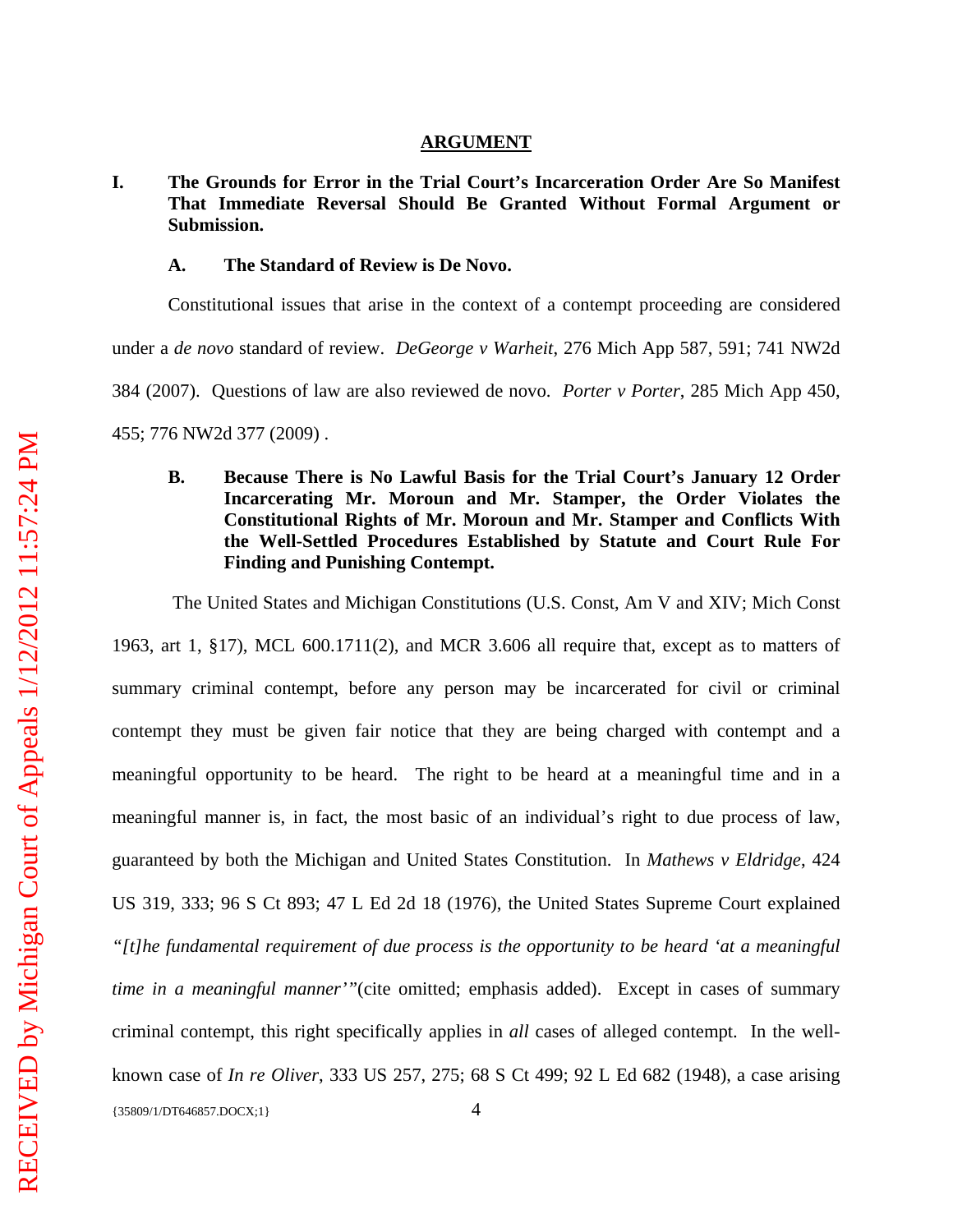## ARGUMENT

**I. The Grounds for Error in the Trial Court's Incarceration Order Are So Manifest That Immediate Reversal Should Be Granted Without Formal Argument or Submission.**

**A. The Standard of Review is De Novo.**

Constitutional issues that arise in the context of a contempt proceeding are considered under a *de novo* standard of review. *DeGeorge v Warheit*, 276 Mich App 587, 591; 741 NW2d 384 (2007). Questions of law are also reviewed de novo. *Porter v Porter*, 285 Mich App 450, 455; 776 NW2d 377 (2009) .

**B. Because There is No Lawful Basis for the Trial Court's January 12 Order Incarcerating Mr. Moroun and Mr. Stamper, the Order Violates the Constitutional Rights of Mr. Moroun and Mr. Stamper and Conflicts With the Well-Settled Procedures Established by Statute and Court Rule For Finding and Punishing Contempt.**

The United States and Michigan Constitutions (U.S. Const, Am V and XIV; Mich Const 1963, art 1, §17), MCL 600.1711(2), and MCR 3.606 all require that, except as to matters of summary criminal contempt, before any person may be incarcerated for civil or criminal contempt they must be given fair notice that they are being charged with contempt and a meaningful opportunity to be heard. The right to be heard at a meaningful time and in a meaningful manner is, in fact, the most basic of an individual's right to due process of law, guaranteed by both the Michigan and United States Constitution. In *Mathews v Eldridge*, 424 US 319, 333; 96 S Ct 893; 47 L Ed 2d 18 (1976), the United States Supreme Court explained *"[t]he fundamental requirement of due process is the opportunity to be heard 'at a meaningful time in a meaningful manner'"*(cite omitted; emphasis added). Except in cases of summary criminal contempt, this right specifically applies in *all* cases of alleged contempt. In the well-known case of *In re Oliver*, 333 US 257, 275; 68 S Ct 499; 92 L Ed 682 (1948), a case arising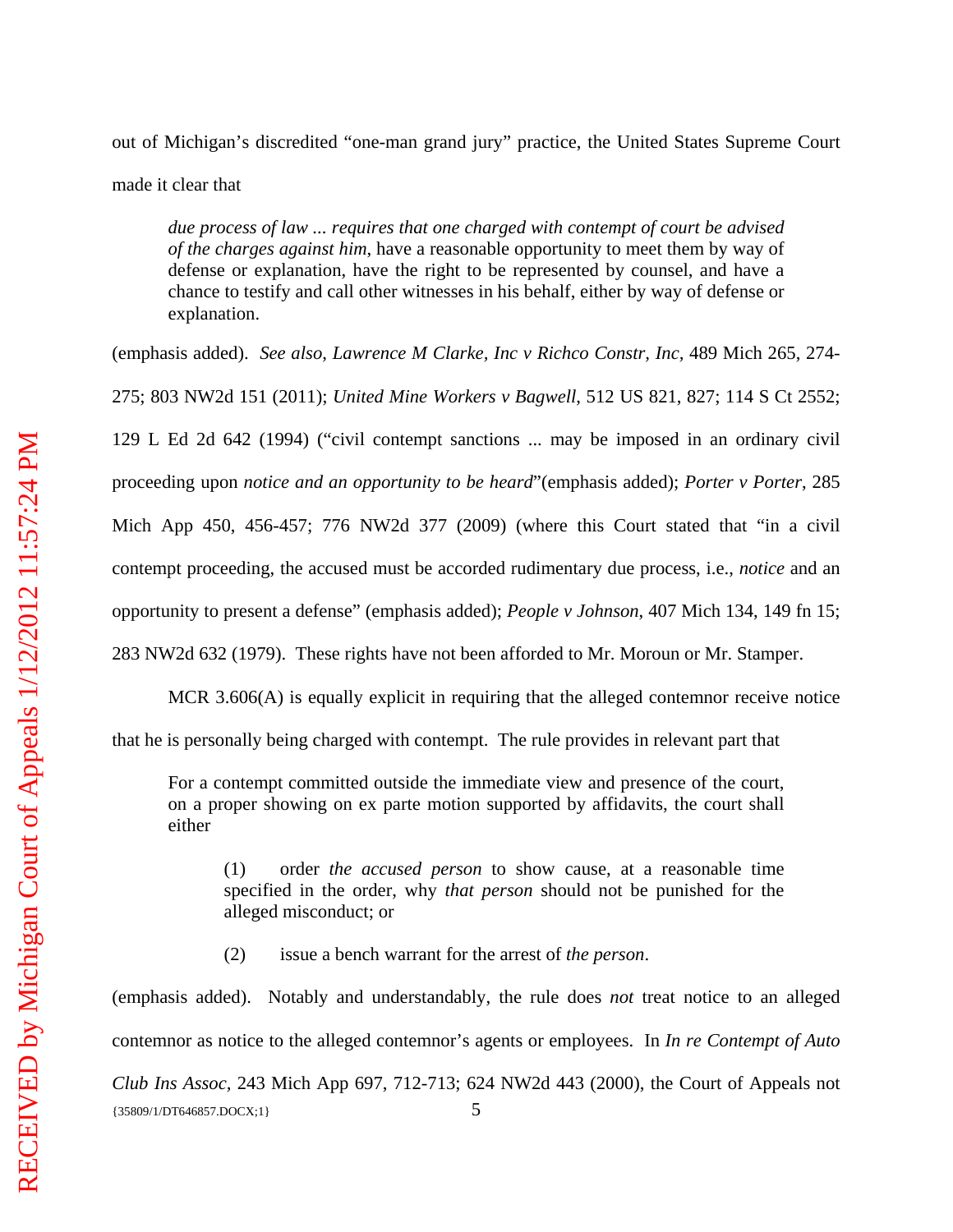out of Michigan's discredited "one-man grand jury" practice, the United States Supreme Court made it clear that

> *due process of law ... requires that one charged with contempt of court be advised of the charges against him*, have a reasonable opportunity to meet them by way of defense or explanation, have the right to be represented by counsel, and have a chance to testify and call other witnesses in his behalf, either by way of defense or explanation.

(emphasis added). *See also*, *Lawrence M Clarke, Inc v Richco Constr, Inc*, 489 Mich 265, 274-275; 803 NW2d 151 (2011); *United Mine Workers v Bagwell*, 512 US 821, 827; 114 S Ct 2552; 129 L Ed 2d 642 (1994) ("civil contempt sanctions ... may be imposed in an ordinary civil proceeding upon *notice and an opportunity to be heard*"(emphasis added); *Porter v Porter*, 285 Mich App 450, 456-457; 776 NW2d 377 (2009) (where this Court stated that "in a civil contempt proceeding, the accused must be accorded rudimentary due process, i.e., *notice* and an opportunity to present a defense" (emphasis added); *People v Johnson*, 407 Mich 134, 149 fn 15; 283 NW2d 632 (1979). These rights have not been afforded to Mr. Moroun or Mr. Stamper.

MCR 3.606(A) is equally explicit in requiring that the alleged contemnor receive notice that he is personally being charged with contempt. The rule provides in relevant part that

> For a contempt committed outside the immediate view and presence of the court, on a proper showing on ex parte motion supported by affidavits, the court shall either
>
> > (1) order *the accused person* to show cause, at a reasonable time specified in the order, why *that person* should not be punished for the alleged misconduct; or
> >
> > (2) issue a bench warrant for the arrest of *the person*.

(emphasis added). Notably and understandably, the rule does *not* treat notice to an alleged contemnor as notice to the alleged contemnor's agents or employees. In *In re Contempt of Auto Club Ins Assoc*, 243 Mich App 697, 712-713; 624 NW2d 443 (2000), the Court of Appeals not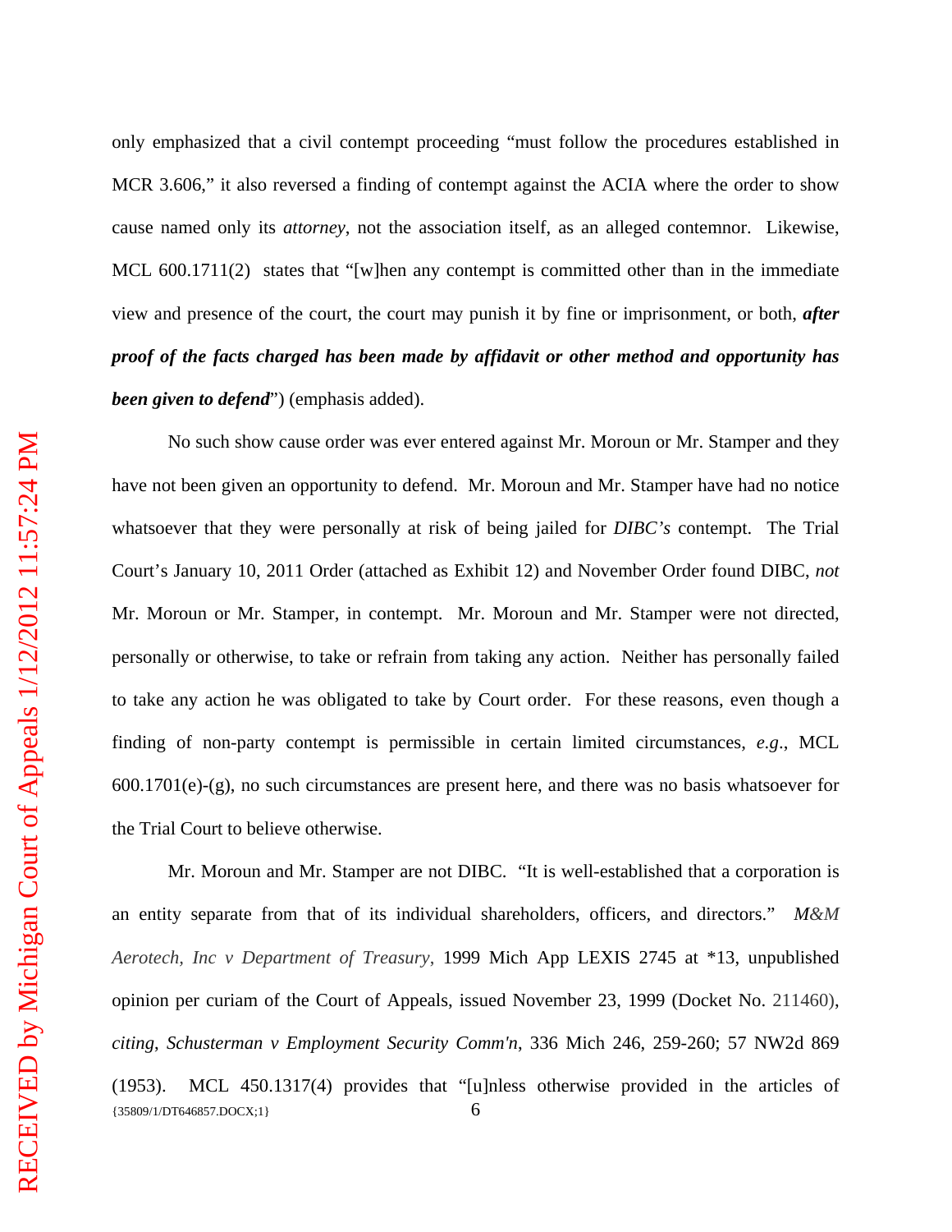only emphasized that a civil contempt proceeding "must follow the procedures established in MCR 3.606," it also reversed a finding of contempt against the ACIA where the order to show cause named only its *attorney*, not the association itself, as an alleged contemnor. Likewise, MCL 600.1711(2) states that "[w]hen any contempt is committed other than in the immediate view and presence of the court, the court may punish it by fine or imprisonment, or both, ***after proof of the facts charged has been made by affidavit or other method and opportunity has been given to defend***") (emphasis added).

No such show cause order was ever entered against Mr. Moroun or Mr. Stamper and they have not been given an opportunity to defend. Mr. Moroun and Mr. Stamper have had no notice whatsoever that they were personally at risk of being jailed for *DIBC's* contempt. The Trial Court's January 10, 2011 Order (attached as Exhibit 12) and November Order found DIBC, *not* Mr. Moroun or Mr. Stamper, in contempt. Mr. Moroun and Mr. Stamper were not directed, personally or otherwise, to take or refrain from taking any action. Neither has personally failed to take any action he was obligated to take by Court order. For these reasons, even though a finding of non-party contempt is permissible in certain limited circumstances, *e.g*., MCL 600.1701(e)-(g), no such circumstances are present here, and there was no basis whatsoever for the Trial Court to believe otherwise.

Mr. Moroun and Mr. Stamper are not DIBC. "It is well-established that a corporation is an entity separate from that of its individual shareholders, officers, and directors." *M&M Aerotech, Inc v Department of Treasury*, 1999 Mich App LEXIS 2745 at *13, unpublished opinion per curiam of the Court of Appeals, issued November 23, 1999 (Docket No. 211460), *citing*, *Schusterman v Employment Security Comm'n*, 336 Mich 246, 259-260; 57 NW2d 869 (1953). MCL 450.1317(4) provides that "[u]nless otherwise provided in the articles of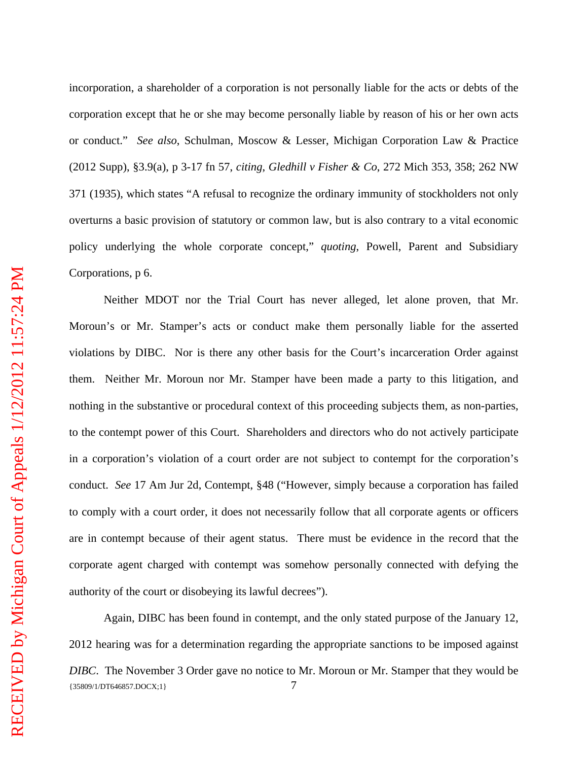incorporation, a shareholder of a corporation is not personally liable for the acts or debts of the corporation except that he or she may become personally liable by reason of his or her own acts or conduct." *See also*, Schulman, Moscow & Lesser, Michigan Corporation Law & Practice (2012 Supp), §3.9(a), p 3-17 fn 57, *citing*, *Gledhill v Fisher & Co*, 272 Mich 353, 358; 262 NW 371 (1935), which states "A refusal to recognize the ordinary immunity of stockholders not only overturns a basic provision of statutory or common law, but is also contrary to a vital economic policy underlying the whole corporate concept," *quoting*, Powell, Parent and Subsidiary Corporations, p 6.

Neither MDOT nor the Trial Court has never alleged, let alone proven, that Mr. Moroun's or Mr. Stamper's acts or conduct make them personally liable for the asserted violations by DIBC. Nor is there any other basis for the Court's incarceration Order against them. Neither Mr. Moroun nor Mr. Stamper have been made a party to this litigation, and nothing in the substantive or procedural context of this proceeding subjects them, as non-parties, to the contempt power of this Court. Shareholders and directors who do not actively participate in a corporation's violation of a court order are not subject to contempt for the corporation's conduct. *See* 17 Am Jur 2d, Contempt, §48 ("However, simply because a corporation has failed to comply with a court order, it does not necessarily follow that all corporate agents or officers are in contempt because of their agent status. There must be evidence in the record that the corporate agent charged with contempt was somehow personally connected with defying the authority of the court or disobeying its lawful decrees").

Again, DIBC has been found in contempt, and the only stated purpose of the January 12, 2012 hearing was for a determination regarding the appropriate sanctions to be imposed against *DIBC*. The November 3 Order gave no notice to Mr. Moroun or Mr. Stamper that they would be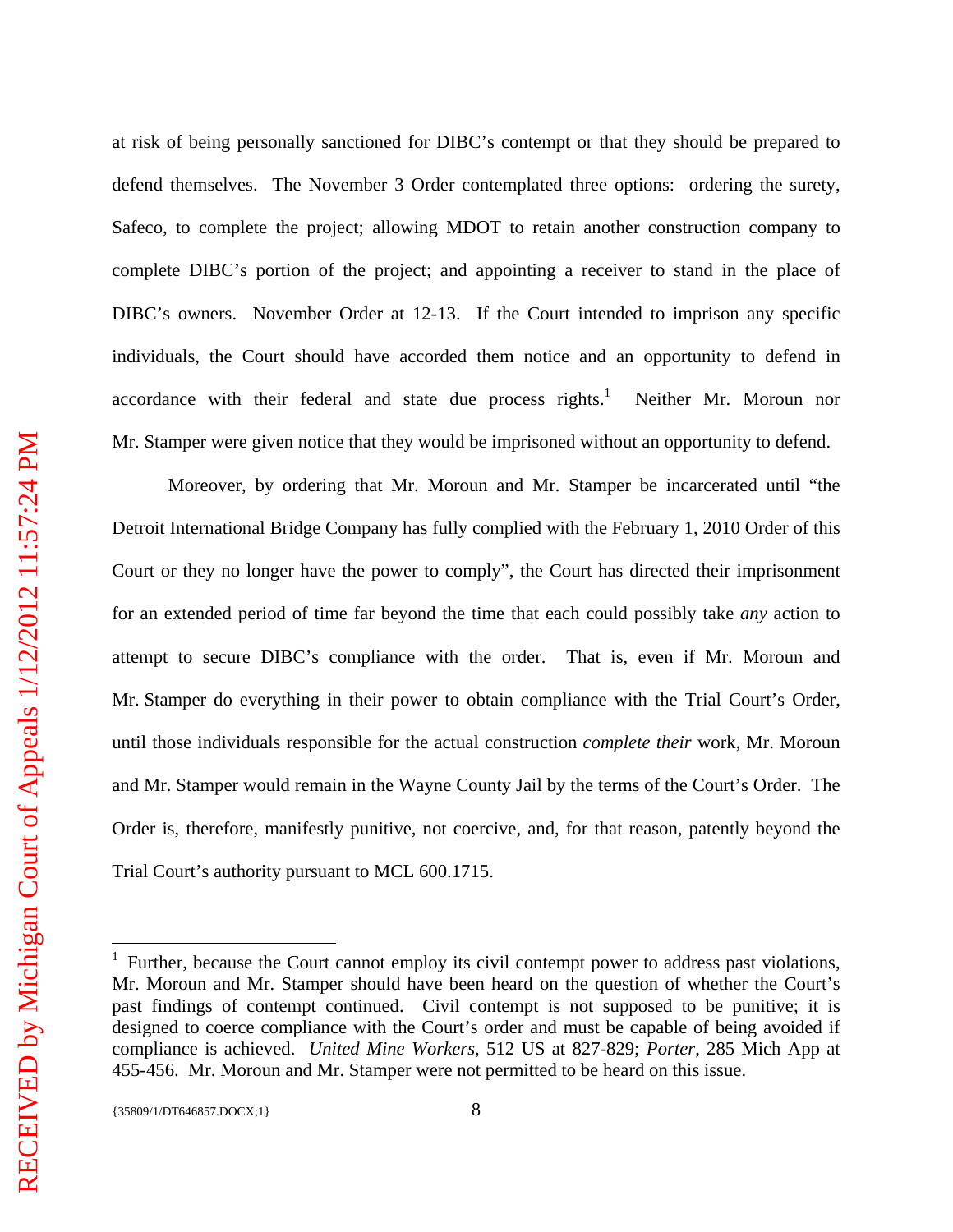at risk of being personally sanctioned for DIBC's contempt or that they should be prepared to defend themselves. The November 3 Order contemplated three options: ordering the surety, Safeco, to complete the project; allowing MDOT to retain another construction company to complete DIBC's portion of the project; and appointing a receiver to stand in the place of DIBC's owners. November Order at 12-13. If the Court intended to imprison any specific individuals, the Court should have accorded them notice and an opportunity to defend in accordance with their federal and state due process rights.[1] Neither Mr. Moroun nor Mr. Stamper were given notice that they would be imprisoned without an opportunity to defend.

Moreover, by ordering that Mr. Moroun and Mr. Stamper be incarcerated until "the Detroit International Bridge Company has fully complied with the February 1, 2010 Order of this Court or they no longer have the power to comply", the Court has directed their imprisonment for an extended period of time far beyond the time that each could possibly take *any* action to attempt to secure DIBC's compliance with the order. That is, even if Mr. Moroun and Mr. Stamper do everything in their power to obtain compliance with the Trial Court's Order, until those individuals responsible for the actual construction *complete their* work, Mr. Moroun and Mr. Stamper would remain in the Wayne County Jail by the terms of the Court's Order. The Order is, therefore, manifestly punitive, not coercive, and, for that reason, patently beyond the Trial Court's authority pursuant to MCL 600.1715.

---

[1] Further, because the Court cannot employ its civil contempt power to address past violations, Mr. Moroun and Mr. Stamper should have been heard on the question of whether the Court's past findings of contempt continued. Civil contempt is not supposed to be punitive; it is designed to coerce compliance with the Court's order and must be capable of being avoided if compliance is achieved. *United Mine Workers*, 512 US at 827-829; *Porter*, 285 Mich App at 455-456. Mr. Moroun and Mr. Stamper were not permitted to be heard on this issue.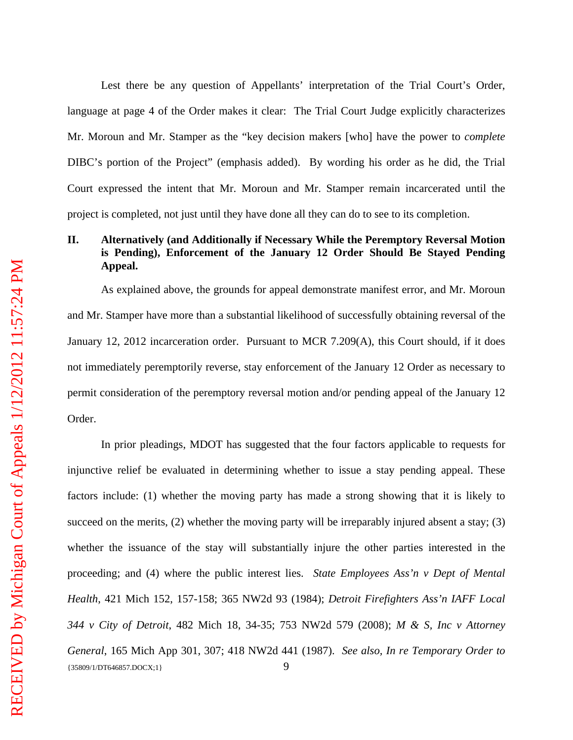Lest there be any question of Appellants' interpretation of the Trial Court's Order, language at page 4 of the Order makes it clear: The Trial Court Judge explicitly characterizes Mr. Moroun and Mr. Stamper as the "key decision makers [who] have the power to *complete* DIBC's portion of the Project" (emphasis added). By wording his order as he did, the Trial Court expressed the intent that Mr. Moroun and Mr. Stamper remain incarcerated until the project is completed, not just until they have done all they can do to see to its completion.

## II. Alternatively (and Additionally if Necessary While the Peremptory Reversal Motion is Pending), Enforcement of the January 12 Order Should Be Stayed Pending Appeal.

As explained above, the grounds for appeal demonstrate manifest error, and Mr. Moroun and Mr. Stamper have more than a substantial likelihood of successfully obtaining reversal of the January 12, 2012 incarceration order. Pursuant to MCR 7.209(A), this Court should, if it does not immediately peremptorily reverse, stay enforcement of the January 12 Order as necessary to permit consideration of the peremptory reversal motion and/or pending appeal of the January 12 Order.

In prior pleadings, MDOT has suggested that the four factors applicable to requests for injunctive relief be evaluated in determining whether to issue a stay pending appeal. These factors include: (1) whether the moving party has made a strong showing that it is likely to succeed on the merits, (2) whether the moving party will be irreparably injured absent a stay; (3) whether the issuance of the stay will substantially injure the other parties interested in the proceeding; and (4) where the public interest lies. *State Employees Ass'n v Dept of Mental Health*, 421 Mich 152, 157-158; 365 NW2d 93 (1984); *Detroit Firefighters Ass'n IAFF Local 344 v City of Detroit*, 482 Mich 18, 34-35; 753 NW2d 579 (2008); *M & S, Inc v Attorney General*, 165 Mich App 301, 307; 418 NW2d 441 (1987). *See also, In re Temporary Order to*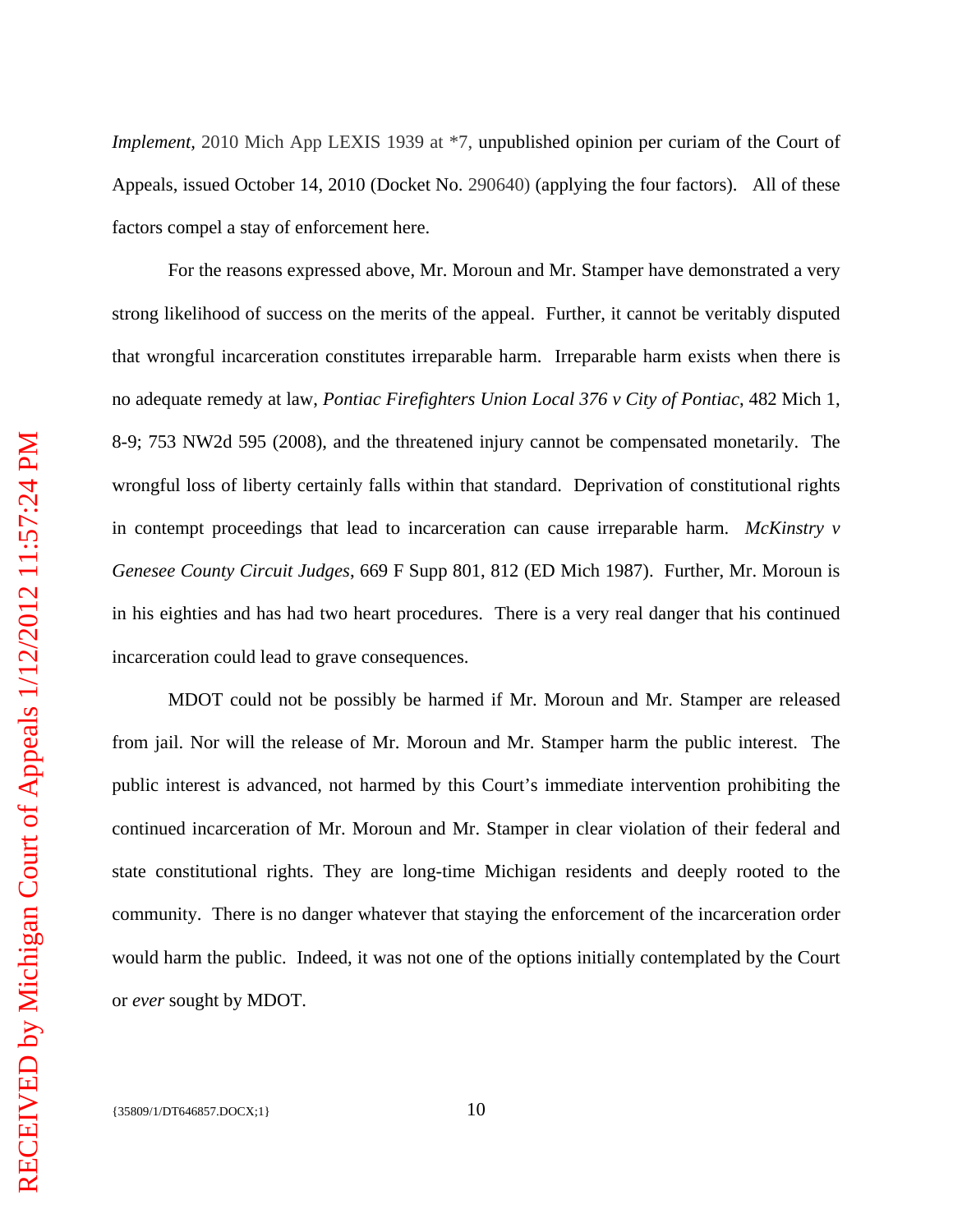*Implement*, 2010 Mich App LEXIS 1939 at *7, unpublished opinion per curiam of the Court of Appeals, issued October 14, 2010 (Docket No. 290640) (applying the four factors). All of these factors compel a stay of enforcement here.

For the reasons expressed above, Mr. Moroun and Mr. Stamper have demonstrated a very strong likelihood of success on the merits of the appeal. Further, it cannot be veritably disputed that wrongful incarceration constitutes irreparable harm. Irreparable harm exists when there is no adequate remedy at law, *Pontiac Firefighters Union Local 376 v City of Pontiac*, 482 Mich 1, 8-9; 753 NW2d 595 (2008), and the threatened injury cannot be compensated monetarily. The wrongful loss of liberty certainly falls within that standard. Deprivation of constitutional rights in contempt proceedings that lead to incarceration can cause irreparable harm. *McKinstry v Genesee County Circuit Judges*, 669 F Supp 801, 812 (ED Mich 1987). Further, Mr. Moroun is in his eighties and has had two heart procedures. There is a very real danger that his continued incarceration could lead to grave consequences.

MDOT could not be possibly be harmed if Mr. Moroun and Mr. Stamper are released from jail. Nor will the release of Mr. Moroun and Mr. Stamper harm the public interest. The public interest is advanced, not harmed by this Court's immediate intervention prohibiting the continued incarceration of Mr. Moroun and Mr. Stamper in clear violation of their federal and state constitutional rights. They are long-time Michigan residents and deeply rooted to the community. There is no danger whatever that staying the enforcement of the incarceration order would harm the public. Indeed, it was not one of the options initially contemplated by the Court or *ever* sought by MDOT.

{35809/1/DT646857.DOCX;1}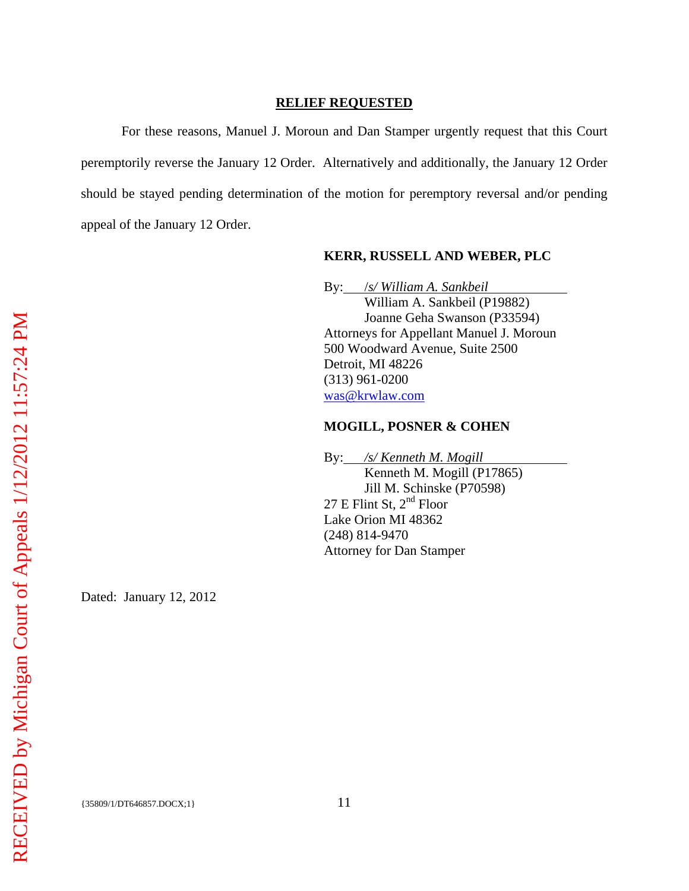## RELIEF REQUESTED

For these reasons, Manuel J. Moroun and Dan Stamper urgently request that this Court peremptorily reverse the January 12 Order. Alternatively and additionally, the January 12 Order should be stayed pending determination of the motion for peremptory reversal and/or pending appeal of the January 12 Order.

**KERR, RUSSELL AND WEBER, PLC**

By: */s/ William A. Sankbeil*
William A. Sankbeil (P19882)
Joanne Geha Swanson (P33594)
Attorneys for Appellant Manuel J. Moroun
500 Woodward Avenue, Suite 2500
Detroit, MI 48226
(313) 961-0200
was@krwlaw.com

**MOGILL, POSNER & COHEN**

By: */s/ Kenneth M. Mogill*
Kenneth M. Mogill (P17865)
Jill M. Schinske (P70598)
27 E Flint St, 2nd Floor
Lake Orion MI 48362
(248) 814-9470
Attorney for Dan Stamper

Dated: January 12, 2012

RECEIVED by Michigan Court of Appeals 1/12/2012 11:57:24 PM

{35809/1/DT646857.DOCX;1}